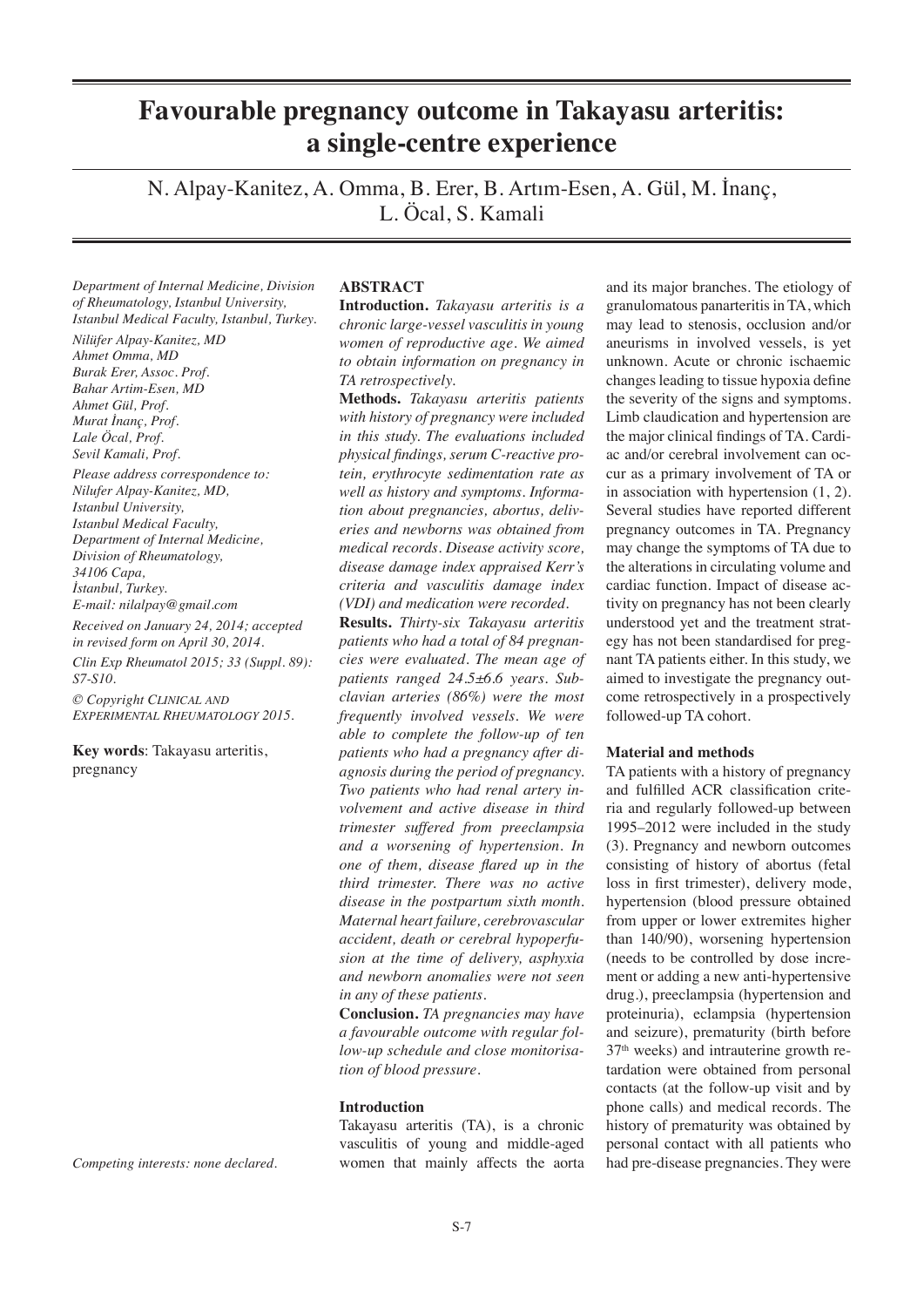# Favourable pregnancy outcome in Takayasu arteritis: a single-centre experience

N. Alpay-Kanitez, A. Omma, B. Erer, B. Artım-Esen, A. Gül, M. İnanç, L. Öcal, S. Kamali

*Department of Internal Medicine, Division of Rheumatology, Istanbul University, Istanbul Medical Faculty, Istanbul, Turkey.*

*Nilüfer Alpay-Kanitez, MD*
*Ahmet Omma, MD*
*Burak Erer, Assoc. Prof.*
*Bahar Artim-Esen, MD*
*Ahmet Gül, Prof.*
*Murat İnanç, Prof.*
*Lale Öcal, Prof.*
*Sevil Kamali, Prof.*

*Please address correspondence to:*
*Nilufer Alpay-Kanitez, MD,*
*Istanbul University,*
*Istanbul Medical Faculty,*
*Department of Internal Medicine,*
*Division of Rheumatology,*
*34106 Capa,*
*İstanbul, Turkey.*
*E-mail: nilalpay@gmail.com*

*Received on January 24, 2014; accepted in revised form on April 30, 2014.*

*Clin Exp Rheumatol 2015; 33 (Suppl. 89): S7-S10.*

*© Copyright Clinical and Experimental Rheumatology 2015.*

**Key words**: Takayasu arteritis, pregnancy

*Competing interests: none declared.*

## ABSTRACT

**Introduction.** *Takayasu arteritis is a chronic large-vessel vasculitis in young women of reproductive age. We aimed to obtain information on pregnancy in TA retrospectively.*

**Methods.** *Takayasu arteritis patients with history of pregnancy were included in this study. The evaluations included physical findings, serum C-reactive protein, erythrocyte sedimentation rate as well as history and symptoms. Information about pregnancies, abortus, deliveries and newborns was obtained from medical records. Disease activity score, disease damage index appraised Kerr's criteria and vasculitis damage index (VDI) and medication were recorded.*

**Results.** *Thirty-six Takayasu arteritis patients who had a total of 84 pregnancies were evaluated. The mean age of patients ranged 24.5±6.6 years. Subclavian arteries (86%) were the most frequently involved vessels. We were able to complete the follow-up of ten patients who had a pregnancy after diagnosis during the period of pregnancy. Two patients who had renal artery involvement and active disease in third trimester suffered from preeclampsia and a worsening of hypertension. In one of them, disease flared up in the third trimester. There was no active disease in the postpartum sixth month. Maternal heart failure, cerebrovascular accident, death or cerebral hypoperfusion at the time of delivery, asphyxia and newborn anomalies were not seen in any of these patients.*

**Conclusion.** *TA pregnancies may have a favourable outcome with regular follow-up schedule and close monitorisation of blood pressure.*

## Introduction

Takayasu arteritis (TA), is a chronic vasculitis of young and middle-aged women that mainly affects the aorta and its major branches. The etiology of granulomatous panarteritis in TA, which may lead to stenosis, occlusion and/or aneurisms in involved vessels, is yet unknown. Acute or chronic ischaemic changes leading to tissue hypoxia define the severity of the signs and symptoms. Limb claudication and hypertension are the major clinical findings of TA. Cardiac and/or cerebral involvement can occur as a primary involvement of TA or in association with hypertension (1, 2). Several studies have reported different pregnancy outcomes in TA. Pregnancy may change the symptoms of TA due to the alterations in circulating volume and cardiac function. Impact of disease activity on pregnancy has not been clearly understood yet and the treatment strategy has not been standardised for pregnant TA patients either. In this study, we aimed to investigate the pregnancy outcome retrospectively in a prospectively followed-up TA cohort.

## Material and methods

TA patients with a history of pregnancy and fulfilled ACR classification criteria and regularly followed-up between 1995–2012 were included in the study (3). Pregnancy and newborn outcomes consisting of history of abortus (fetal loss in first trimester), delivery mode, hypertension (blood pressure obtained from upper or lower extremites higher than 140/90), worsening hypertension (needs to be controlled by dose increment or adding a new anti-hypertensive drug.), preeclampsia (hypertension and proteinuria), eclampsia (hypertension and seizure), prematurity (birth before $37^{th}$ weeks) and intrauterine growth retardation were obtained from personal contacts (at the follow-up visit and by phone calls) and medical records. The history of prematurity was obtained by personal contact with all patients who had pre-disease pregnancies. They were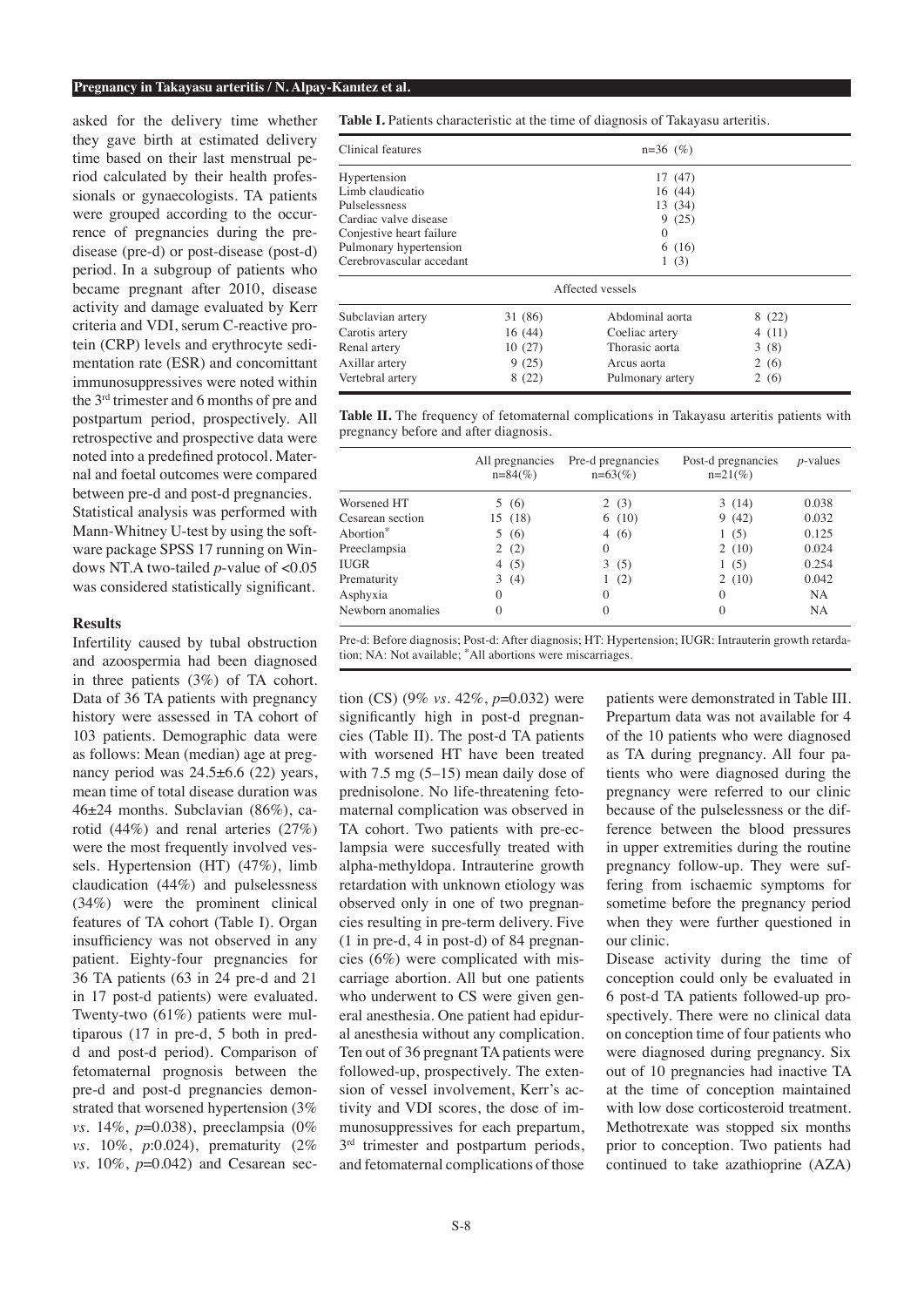asked for the delivery time whether they gave birth at estimated delivery time based on their last menstrual period calculated by their health professionals or gynaecologists. TA patients were grouped according to the occurrence of pregnancies during the pre-disease (pre-d) or post-disease (post-d) period. In a subgroup of patients who became pregnant after 2010, disease activity and damage evaluated by Kerr criteria and VDI, serum C-reactive protein (CRP) levels and erythrocyte sedimentation rate (ESR) and concomittant immunosuppressives were noted within the 3rd trimester and 6 months of pre and postpartum period, prospectively. All retrospective and prospective data were noted into a predefined protocol. Maternal and foetal outcomes were compared between pre-d and post-d pregnancies. Statistical analysis was performed with Mann-Whitney U-test by using the software package SPSS 17 running on Windows NT.A two-tailed *p*-value of <0.05 was considered statistically significant.

**Table I.** Patients characteristic at the time of diagnosis of Takayasu arteritis.

| Clinical features | n=36 (%) | | |
|---|---|---|---|
| Hypertension | 17 (47) | | |
| Limb claudicatio | 16 (44) | | |
| Pulselessness | 13 (34) | | |
| Cardiac valve disease | 9 (25) | | |
| Conjestive heart failure | 0 | | |
| Pulmonary hypertension | 6 (16) | | |
| Cerebrovascular accedant | 1 (3) | | |
| Affected vessels | | | |
| Subclavian artery | 31 (86) | Abdominal aorta | 8 (22) |
| Carotis artery | 16 (44) | Coeliac artery | 4 (11) |
| Renal artery | 10 (27) | Thorasic aorta | 3 (8) |
| Axillar artery | 9 (25) | Arcus aorta | 2 (6) |
| Vertebral artery | 8 (22) | Pulmonary artery | 2 (6) |

**Table II.** The frequency of fetomaternal complications in Takayasu arteritis patients with pregnancy before and after diagnosis.

| | All pregnancies n=84(%) | Pre-d pregnancies n=63(%) | Post-d pregnancies n=21(%) | *p*-values |
|---|---|---|---|---|
| Worsened HT | 5 (6) | 2 (3) | 3 (14) | 0.038 |
| Cesarean section | 15 (18) | 6 (10) | 9 (42) | 0.032 |
| Abortion* | 5 (6) | 4 (6) | 1 (5) | 0.125 |
| Preeclampsia | 2 (2) | 0 | 2 (10) | 0.024 |
| IUGR | 4 (5) | 3 (5) | 1 (5) | 0.254 |
| Prematurity | 3 (4) | 1 (2) | 2 (10) | 0.042 |
| Asphyxia | 0 | 0 | 0 | NA |
| Newborn anomalies | 0 | 0 | 0 | NA |

Pre-d: Before diagnosis; Post-d: After diagnosis; HT: Hypertension; IUGR: Intrauterin growth retardation; NA: Not available; *All abortions were miscarriages.

## Results

Infertility caused by tubal obstruction and azoospermia had been diagnosed in three patients (3%) of TA cohort. Data of 36 TA patients with pregnancy history were assessed in TA cohort of 103 patients. Demographic data were as follows: Mean (median) age at pregnancy period was 24.5±6.6 (22) years, mean time of total disease duration was 46±24 months. Subclavian (86%), carotid (44%) and renal arteries (27%) were the most frequently involved vessels. Hypertension (HT) (47%), limb claudication (44%) and pulselessness (34%) were the prominent clinical features of TA cohort (Table I). Organ insufficiency was not observed in any patient. Eighty-four pregnancies for 36 TA patients (63 in 24 pre-d and 21 in 17 post-d patients) were evaluated. Twenty-two (61%) patients were multiparous (17 in pre-d, 5 both in pred-d and post-d period). Comparison of fetomaternal prognosis between the pre-d and post-d pregnancies demonstrated that worsened hypertension (3% *vs.* 14%, *p*=0.038), preeclampsia (0% *vs.* 10%, *p*:0.024), prematurity (2% *vs.* 10%, *p*=0.042) and Cesarean section (CS) (9% *vs.* 42%, *p*=0.032) were significantly high in post-d pregnancies (Table II). The post-d TA patients with worsened HT have been treated with 7.5 mg (5–15) mean daily dose of prednisolone. No life-threatening fetomaternal complication was observed in TA cohort. Two patients with pre-eclampsia were succesfully treated with alpha-methyldopa. Intrauterine growth retardation with unknown etiology was observed only in one of two pregnancies resulting in pre-term delivery. Five (1 in pre-d, 4 in post-d) of 84 pregnancies (6%) were complicated with miscarriage abortion. All but one patients who underwent to CS were given general anesthesia. One patient had epidural anesthesia without any complication. Ten out of 36 pregnant TA patients were followed-up, prospectively. The extension of vessel involvement, Kerr's activity and VDI scores, the dose of immunosuppressives for each prepartum, 3rd trimester and postpartum periods, and fetomaternal complications of those patients were demonstrated in Table III. Prepartum data was not available for 4 of the 10 patients who were diagnosed as TA during pregnancy. All four patients who were diagnosed during the pregnancy were referred to our clinic because of the pulselessness or the difference between the blood pressures in upper extremities during the routine pregnancy follow-up. They were suffering from ischaemic symptoms for sometime before the pregnancy period when they were further questioned in our clinic.

Disease activity during the time of conception could only be evaluated in 6 post-d TA patients followed-up prospectively. There were no clinical data on conception time of four patients who were diagnosed during pregnancy. Six out of 10 pregnancies had inactive TA at the time of conception maintained with low dose corticosteroid treatment. Methotrexate was stopped six months prior to conception. Two patients had continued to take azathioprine (AZA)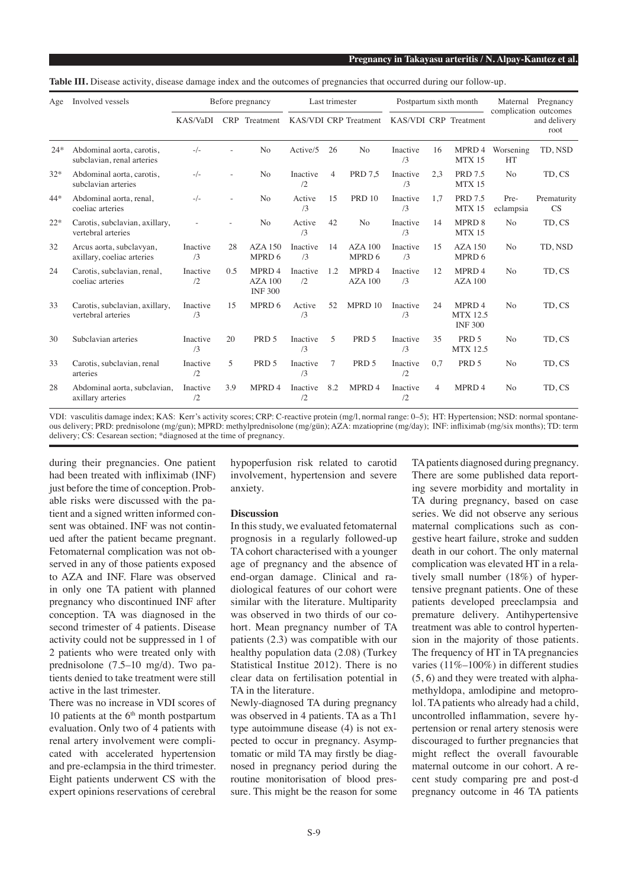**Table III.** Disease activity, disease damage index and the outcomes of pregnancies that occurred during our follow-up.

| Age | Involved vessels | Before pregnancy | | | Last trimester | | | Postpartum sixth month | | | Maternal complication | Pregnancy outcomes and delivery root |
|---|---|---|---|---|---|---|---|---|---|---|---|---|
| | | KAS/VaDI | CRP | Treatment | KAS/VDI | CRP | Treatment | KAS/VDI | CRP | Treatment | | |
| 24* | Abdominal aorta, carotis, subclavian, renal arteries | -/- | - | No | Active/5 | 26 | No | Inactive /3 | 16 | MPRD 4 MTX 15 | Worsening HT | TD, NSD |
| 32* | Abdominal aorta, carotis, subclavian arteries | -/- | - | No | Inactive /2 | 4 | PRD 7,5 | Inactive /3 | 2,3 | PRD 7.5 MTX 15 | No | TD, CS |
| 44* | Abdominal aorta, renal, coeliac arteries | -/- | - | No | Active /3 | 15 | PRD 10 | Inactive /3 | 1,7 | PRD 7.5 MTX 15 | Pre-eclampsia | Prematurity CS |
| 22* | Carotis, subclavian, axillary, vertebral arteries | - | - | No | Active /3 | 42 | No | Inactive /3 | 14 | MPRD 8 MTX 15 | No | TD, CS |
| 32 | Arcus aorta, subclavyan, axillary, coeliac arteries | Inactive /3 | 28 | AZA 150 MPRD 6 | Inactive /3 | 14 | AZA 100 MPRD 6 | Inactive /3 | 15 | AZA 150 MPRD 6 | No | TD, NSD |
| 24 | Carotis, subclavian, renal, coeliac arteries | Inactive /2 | 0.5 | MPRD 4 AZA 100 INF 300 | Inactive /2 | 1.2 | MPRD 4 AZA 100 | Inactive /3 | 12 | MPRD 4 AZA 100 | No | TD, CS |
| 33 | Carotis, subclavian, axillary, vertebral arteries | Inactive /3 | 15 | MPRD 6 | Active /3 | 52 | MPRD 10 | Inactive /3 | 24 | MPRD 4 MTX 12.5 INF 300 | No | TD, CS |
| 30 | Subclavian arteries | Inactive /3 | 20 | PRD 5 | Inactive /3 | 5 | PRD 5 | Inactive /3 | 35 | PRD 5 MTX 12.5 | No | TD, CS |
| 33 | Carotis, subclavian, renal arteries | Inactive /2 | 5 | PRD 5 | Inactive /3 | 7 | PRD 5 | Inactive /2 | 0,7 | PRD 5 | No | TD, CS |
| 28 | Abdominal aorta, subclavian, axillary arteries | Inactive /2 | 3.9 | MPRD 4 | Inactive /2 | 8.2 | MPRD 4 | Inactive /2 | 4 | MPRD 4 | No | TD, CS |

VDI: vasculitis damage index; KAS: Kerr's activity scores; CRP: C-reactive protein (mg/l, normal range: 0–5); HT: Hypertension; NSD: normal spontaneous delivery; PRD: prednisolone (mg/gun); MPRD: methylprednisolone (mg/gün); AZA: mzatioprine (mg/day); INF: infliximab (mg/six months); TD: term delivery; CS: Cesarean section; *diagnosed at the time of pregnancy.

during their pregnancies. One patient had been treated with infliximab (INF) just before the time of conception. Probable risks were discussed with the patient and a signed written informed consent was obtained. INF was not continued after the patient became pregnant. Fetomaternal complication was not observed in any of those patients exposed to AZA and INF. Flare was observed in only one TA patient with planned pregnancy who discontinued INF after conception. TA was diagnosed in the second trimester of 4 patients. Disease activity could not be suppressed in 1 of 2 patients who were treated only with prednisolone (7.5–10 mg/d). Two patients denied to take treatment were still active in the last trimester.

There was no increase in VDI scores of 10 patients at the 6th month postpartum evaluation. Only two of 4 patients with renal artery involvement were complicated with accelerated hypertension and pre-eclampsia in the third trimester. Eight patients underwent CS with the expert opinions reservations of cerebral hypoperfusion risk related to carotid involvement, hypertension and severe anxiety.

## Discussion

In this study, we evaluated fetomaternal prognosis in a regularly followed-up TA cohort characterised with a younger age of pregnancy and the absence of end-organ damage. Clinical and radiological features of our cohort were similar with the literature. Multiparity was observed in two thirds of our cohort. Mean pregnancy number of TA patients (2.3) was compatible with our healthy population data (2.08) (Turkey Statistical Institue 2012). There is no clear data on fertilisation potential in TA in the literature.

Newly-diagnosed TA during pregnancy was observed in 4 patients. TA as a Th1 type autoimmune disease (4) is not expected to occur in pregnancy. Asymptomatic or mild TA may firstly be diagnosed in pregnancy period during the routine monitorisation of blood pressure. This might be the reason for some TA patients diagnosed during pregnancy. There are some published data reporting severe morbidity and mortality in TA during pregnancy, based on case series. We did not observe any serious maternal complications such as congestive heart failure, stroke and sudden death in our cohort. The only maternal complication was elevated HT in a relatively small number (18%) of hypertensive pregnant patients. One of these patients developed preeclampsia and premature delivery. Antihypertensive treatment was able to control hypertension in the majority of those patients. The frequency of HT in TA pregnancies varies (11%–100%) in different studies (5, 6) and they were treated with alphamethyldopa, amlodipine and metoprolol. TA patients who already had a child, uncontrolled inflammation, severe hypertension or renal artery stenosis were discouraged to further pregnancies that might reflect the overall favourable maternal outcome in our cohort. A recent study comparing pre and post-d pregnancy outcome in 46 TA patients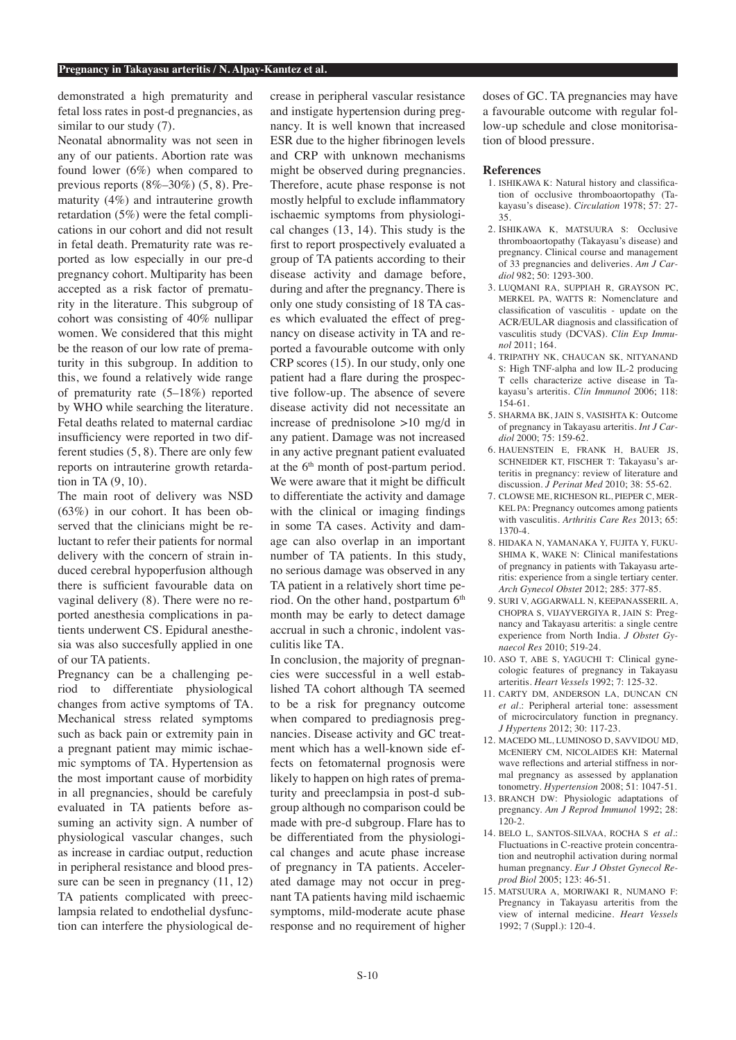demonstrated a high prematurity and fetal loss rates in post-d pregnancies, as similar to our study (7).

Neonatal abnormality was not seen in any of our patients. Abortion rate was found lower (6%) when compared to previous reports (8%–30%) (5, 8). Prematurity (4%) and intrauterine growth retardation (5%) were the fetal complications in our cohort and did not result in fetal death. Prematurity rate was reported as low especially in our pre-d pregnancy cohort. Multiparity has been accepted as a risk factor of prematurity in the literature. This subgroup of cohort was consisting of 40% nullipar women. We considered that this might be the reason of our low rate of prematurity in this subgroup. In addition to this, we found a relatively wide range of prematurity rate (5–18%) reported by WHO while searching the literature. Fetal deaths related to maternal cardiac insufficiency were reported in two different studies (5, 8). There are only few reports on intrauterine growth retardation in TA (9, 10).

The main root of delivery was NSD (63%) in our cohort. It has been observed that the clinicians might be reluctant to refer their patients for normal delivery with the concern of strain induced cerebral hypoperfusion although there is sufficient favourable data on vaginal delivery (8). There were no reported anesthesia complications in patients underwent CS. Epidural anesthesia was also succesfully applied in one of our TA patients.

Pregnancy can be a challenging period to differentiate physiological changes from active symptoms of TA. Mechanical stress related symptoms such as back pain or extremity pain in a pregnant patient may mimic ischaemic symptoms of TA. Hypertension as the most important cause of morbidity in all pregnancies, should be carefuly evaluated in TA patients before assuming an activity sign. A number of physiological vascular changes, such as increase in cardiac output, reduction in peripheral resistance and blood pressure can be seen in pregnancy (11, 12) TA patients complicated with preeclampsia related to endothelial dysfunction can interfere the physiological decrease in peripheral vascular resistance and instigate hypertension during pregnancy. It is well known that increased ESR due to the higher fibrinogen levels and CRP with unknown mechanisms might be observed during pregnancies. Therefore, acute phase response is not mostly helpful to exclude inflammatory ischaemic symptoms from physiological changes (13, 14). This study is the first to report prospectively evaluated a group of TA patients according to their disease activity and damage before, during and after the pregnancy. There is only one study consisting of 18 TA cases which evaluated the effect of pregnancy on disease activity in TA and reported a favourable outcome with only CRP scores (15). In our study, only one patient had a flare during the prospective follow-up. The absence of severe disease activity did not necessitate an increase of prednisolone >10 mg/d in any patient. Damage was not increased in any active pregnant patient evaluated at the 6th month of post-partum period. We were aware that it might be difficult to differentiate the activity and damage with the clinical or imaging findings in some TA cases. Activity and damage can also overlap in an important number of TA patients. In this study, no serious damage was observed in any TA patient in a relatively short time period. On the other hand, postpartum 6th month may be early to detect damage accrual in such a chronic, indolent vasculitis like TA.

In conclusion, the majority of pregnancies were successful in a well established TA cohort although TA seemed to be a risk for pregnancy outcome when compared to prediagnosis pregnancies. Disease activity and GC treatment which has a well-known side effects on fetomaternal prognosis were likely to happen on high rates of prematurity and preeclampsia in post-d subgroup although no comparison could be made with pre-d subgroup. Flare has to be differentiated from the physiological changes and acute phase increase of pregnancy in TA patients. Accelerated damage may not occur in pregnant TA patients having mild ischaemic symptoms, mild-moderate acute phase response and no requirement of higher doses of GC. TA pregnancies may have a favourable outcome with regular follow-up schedule and close monitorisation of blood pressure.

## References

1. ISHIKAWA K: Natural history and classification of occlusive thromboaortopathy (Takayasu's disease). *Circulation* 1978; 57: 27-35.
2. ISHIKAWA K, MATSUURA S: Occlusive thromboaortopathy (Takayasu's disease) and pregnancy. Clinical course and management of 33 pregnancies and deliveries. *Am J Cardiol* 982; 50: 1293-300.
3. LUQMANI RA, SUPPIAH R, GRAYSON PC, MERKEL PA, WATTS R: Nomenclature and classification of vasculitis - update on the ACR/EULAR diagnosis and classification of vasculitis study (DCVAS). *Clin Exp Immunol* 2011; 164.
4. TRIPATHY NK, CHAUCAN SK, NITYANAND S: High TNF-alpha and low IL-2 producing T cells characterize active disease in Takayasu's arteritis. *Clin Immunol* 2006; 118: 154-61.
5. SHARMA BK, JAIN S, VASISHTA K: Outcome of pregnancy in Takayasu arteritis. *Int J Cardiol* 2000; 75: 159-62.
6. HAUENSTEIN E, FRANK H, BAUER JS, SCHNEIDER KT, FISCHER T: Takayasu's arteritis in pregnancy: review of literature and discussion. *J Perinat Med* 2010; 38: 55-62.
7. CLOWSE ME, RICHESON RL, PIEPER C, MERKEL PA: Pregnancy outcomes among patients with vasculitis. *Arthritis Care Res* 2013; 65: 1370-4.
8. HIDAKA N, YAMANAKA Y, FUJITA Y, FUKUSHIMA K, WAKE N: Clinical manifestations of pregnancy in patients with Takayasu arteritis: experience from a single tertiary center. *Arch Gynecol Obstet* 2012; 285: 377-85.
9. SURI V, AGGARWALL N, KEEPANASSERIL A, CHOPRA S, VIJAYVERGIYA R, JAIN S: Pregnancy and Takayasu arteritis: a single centre experience from North India. *J Obstet Gynaecol Res* 2010; 519-24.
10. ASO T, ABE S, YAGUCHI T: Clinical gynecologic features of pregnancy in Takayasu arteritis. *Heart Vessels* 1992; 7: 125-32.
11. CARTY DM, ANDERSON LA, DUNCAN CN *et al.*: Peripheral arterial tone: assessment of microcirculatory function in pregnancy. *J Hypertens* 2012; 30: 117-23.
12. MACEDO ML, LUMINOSO D, SAVVIDOU MD, MCENIERY CM, NICOLAIDES KH: Maternal wave reflections and arterial stiffness in normal pregnancy as assessed by applanation tonometry. *Hypertension* 2008; 51: 1047-51.
13. BRANCH DW: Physiologic adaptations of pregnancy. *Am J Reprod Immunol* 1992; 28: 120-2.
14. BELO L, SANTOS-SILVAA, ROCHA S *et al.*: Fluctuations in C-reactive protein concentration and neutrophil activation during normal human pregnancy. *Eur J Obstet Gynecol Reprod Biol* 2005; 123: 46-51.
15. MATSUURA A, MORIWAKI R, NUMANO F: Pregnancy in Takayasu arteritis from the view of internal medicine. *Heart Vessels* 1992; 7 (Suppl.): 120-4.